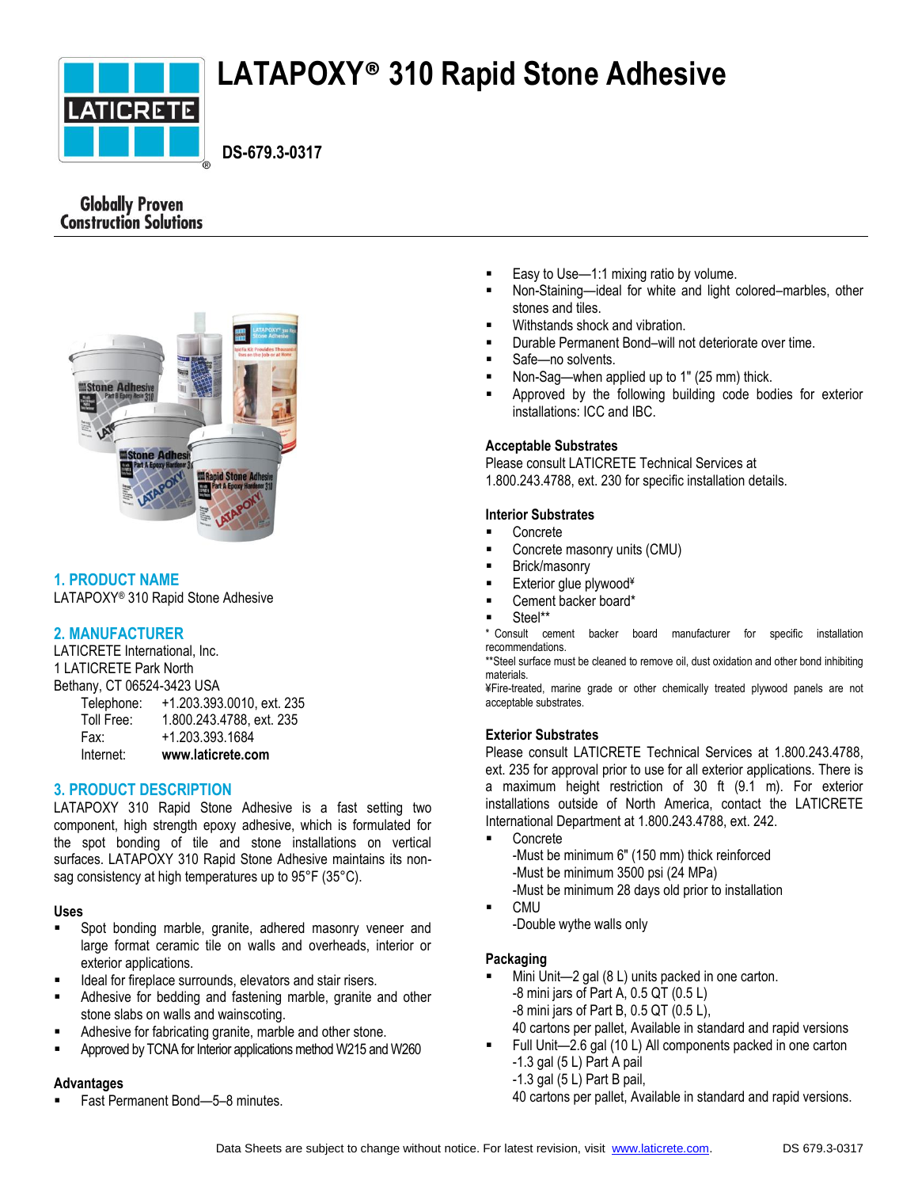# LATAPOXY® 310 Rapid Stone Adhesive

**DS-679.3-0317**

Globally Proven Construction Solutions

## 1. PRODUCT NAME

LATAPOXY® 310 Rapid Stone Adhesive

## 2. MANUFACTURER

LATICRETE International, Inc.
1 LATICRETE Park North
Bethany, CT 06524-3423 USA

| | |
|---|---|
| Telephone: | +1.203.393.0010, ext. 235 |
| Toll Free: | 1.800.243.4788, ext. 235 |
| Fax: | +1.203.393.1684 |
| Internet: | **www.laticrete.com** |

## 3. PRODUCT DESCRIPTION

LATAPOXY 310 Rapid Stone Adhesive is a fast setting two component, high strength epoxy adhesive, which is formulated for the spot bonding of tile and stone installations on vertical surfaces. LATAPOXY 310 Rapid Stone Adhesive maintains its non-sag consistency at high temperatures up to 95°F (35°C).

### Uses

- Spot bonding marble, granite, adhered masonry veneer and large format ceramic tile on walls and overheads, interior or exterior applications.
- Ideal for fireplace surrounds, elevators and stair risers.
- Adhesive for bedding and fastening marble, granite and other stone slabs on walls and wainscoting.
- Adhesive for fabricating granite, marble and other stone.
- Approved by TCNA for Interior applications method W215 and W260

### Advantages

- Fast Permanent Bond—5–8 minutes.
- Easy to Use—1:1 mixing ratio by volume.
- Non-Staining—ideal for white and light colored–marbles, other stones and tiles.
- Withstands shock and vibration.
- Durable Permanent Bond–will not deteriorate over time.
- Safe—no solvents.
- Non-Sag—when applied up to 1" (25 mm) thick.
- Approved by the following building code bodies for exterior installations: ICC and IBC.

### Acceptable Substrates

Please consult LATICRETE Technical Services at 1.800.243.4788, ext. 230 for specific installation details.

### Interior Substrates

- Concrete
- Concrete masonry units (CMU)
- Brick/masonry
- Exterior glue plywood¥
- Cement backer board*
- Steel**

\* Consult cement backer board manufacturer for specific installation recommendations.
\*\*Steel surface must be cleaned to remove oil, dust oxidation and other bond inhibiting materials.
¥Fire-treated, marine grade or other chemically treated plywood panels are not acceptable substrates.

### Exterior Substrates

Please consult LATICRETE Technical Services at 1.800.243.4788, ext. 235 for approval prior to use for all exterior applications. There is a maximum height restriction of 30 ft (9.1 m). For exterior installations outside of North America, contact the LATICRETE International Department at 1.800.243.4788, ext. 242.

- Concrete
  -Must be minimum 6" (150 mm) thick reinforced
  -Must be minimum 3500 psi (24 MPa)
  -Must be minimum 28 days old prior to installation
- CMU
  -Double wythe walls only

### Packaging

- Mini Unit—2 gal (8 L) units packed in one carton.
  -8 mini jars of Part A, 0.5 QT (0.5 L)
  -8 mini jars of Part B, 0.5 QT (0.5 L),
  40 cartons per pallet, Available in standard and rapid versions
- Full Unit—2.6 gal (10 L) All components packed in one carton
  -1.3 gal (5 L) Part A pail
  -1.3 gal (5 L) Part B pail,
  40 cartons per pallet, Available in standard and rapid versions.

Data Sheets are subject to change without notice. For latest revision, visit www.laticrete.com.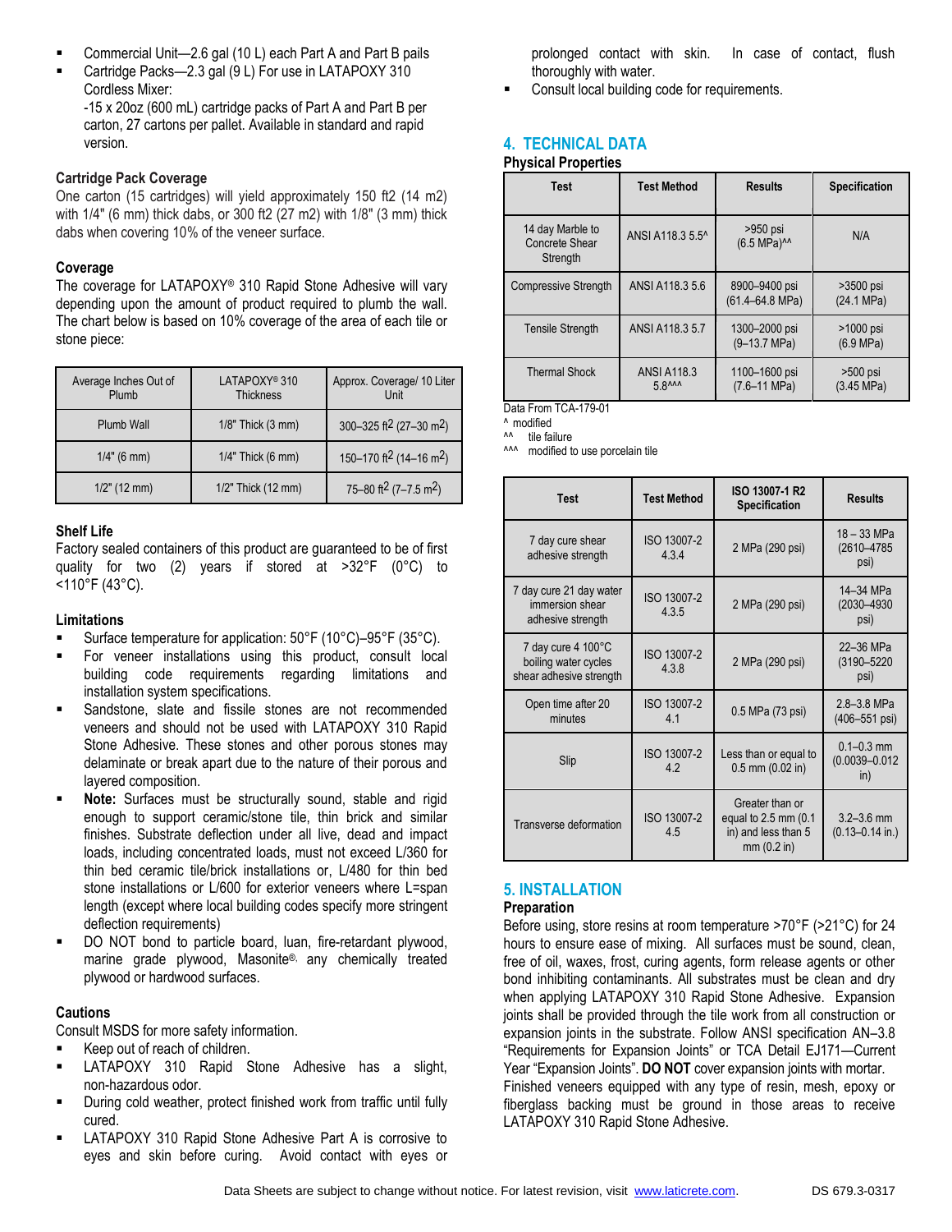- Commercial Unit—2.6 gal (10 L) each Part A and Part B pails
- Cartridge Packs—2.3 gal (9 L) For use in LATAPOXY 310 Cordless Mixer:
  -15 x 20oz (600 mL) cartridge packs of Part A and Part B per carton, 27 cartons per pallet. Available in standard and rapid version.

**Cartridge Pack Coverage**

One carton (15 cartridges) will yield approximately 150 ft2 (14 m2) with 1/4" (6 mm) thick dabs, or 300 ft2 (27 m2) with 1/8" (3 mm) thick dabs when covering 10% of the veneer surface.

**Coverage**

The coverage for LATAPOXY® 310 Rapid Stone Adhesive will vary depending upon the amount of product required to plumb the wall. The chart below is based on 10% coverage of the area of each tile or stone piece:

| Average Inches Out of Plumb | LATAPOXY® 310 Thickness | Approx. Coverage/ 10 Liter Unit |
|---|---|---|
| Plumb Wall | 1/8" Thick (3 mm) | 300–325 ft$^2$ (27–30 m$^2$) |
| 1/4" (6 mm) | 1/4" Thick (6 mm) | 150–170 ft$^2$ (14–16 m$^2$) |
| 1/2" (12 mm) | 1/2" Thick (12 mm) | 75–80 ft$^2$ (7–7.5 m$^2$) |

**Shelf Life**

Factory sealed containers of this product are guaranteed to be of first quality for two (2) years if stored at >32°F (0°C) to <110°F (43°C).

**Limitations**

- Surface temperature for application: 50°F (10°C)–95°F (35°C).
- For veneer installations using this product, consult local building code requirements regarding limitations and installation system specifications.
- Sandstone, slate and fissile stones are not recommended veneers and should not be used with LATAPOXY 310 Rapid Stone Adhesive. These stones and other porous stones may delaminate or break apart due to the nature of their porous and layered composition.
- **Note:** Surfaces must be structurally sound, stable and rigid enough to support ceramic/stone tile, thin brick and similar finishes. Substrate deflection under all live, dead and impact loads, including concentrated loads, must not exceed L/360 for thin bed ceramic tile/brick installations or, L/480 for thin bed stone installations or L/600 for exterior veneers where L=span length (except where local building codes specify more stringent deflection requirements)
- DO NOT bond to particle board, luan, fire-retardant plywood, marine grade plywood, Masonite®, any chemically treated plywood or hardwood surfaces.

**Cautions**

Consult MSDS for more safety information.

- Keep out of reach of children.
- LATAPOXY 310 Rapid Stone Adhesive has a slight, non-hazardous odor.
- During cold weather, protect finished work from traffic until fully cured.
- LATAPOXY 310 Rapid Stone Adhesive Part A is corrosive to eyes and skin before curing. Avoid contact with eyes or prolonged contact with skin. In case of contact, flush thoroughly with water.
- Consult local building code for requirements.

## 4. TECHNICAL DATA

**Physical Properties**

| Test | Test Method | Results | Specification |
|---|---|---|---|
| 14 day Marble to Concrete Shear Strength | ANSI A118.3 5.5^ | >950 psi (6.5 MPa)^^ | N/A |
| Compressive Strength | ANSI A118.3 5.6 | 8900–9400 psi (61.4–64.8 MPa) | >3500 psi (24.1 MPa) |
| Tensile Strength | ANSI A118.3 5.7 | 1300–2000 psi (9–13.7 MPa) | >1000 psi (6.9 MPa) |
| Thermal Shock | ANSI A118.3 5.8^^^ | 1100–1600 psi (7.6–11 MPa) | >500 psi (3.45 MPa) |

Data From TCA-179-01
^ modified
^^ tile failure
^^^ modified to use porcelain tile

| Test | Test Method | ISO 13007-1 R2 Specification | Results |
|---|---|---|---|
| 7 day cure shear adhesive strength | ISO 13007-2 4.3.4 | 2 MPa (290 psi) | 18 – 33 MPa (2610–4785 psi) |
| 7 day cure 21 day water immersion shear adhesive strength | ISO 13007-2 4.3.5 | 2 MPa (290 psi) | 14–34 MPa (2030–4930 psi) |
| 7 day cure 4 100°C boiling water cycles shear adhesive strength | ISO 13007-2 4.3.8 | 2 MPa (290 psi) | 22–36 MPa (3190–5220 psi) |
| Open time after 20 minutes | ISO 13007-2 4.1 | 0.5 MPa (73 psi) | 2.8–3.8 MPa (406–551 psi) |
| Slip | ISO 13007-2 4.2 | Less than or equal to 0.5 mm (0.02 in) | 0.1–0.3 mm (0.0039–0.012 in) |
| Transverse deformation | ISO 13007-2 4.5 | Greater than or equal to 2.5 mm (0.1 in) and less than 5 mm (0.2 in) | 3.2–3.6 mm (0.13–0.14 in.) |

## 5. INSTALLATION

**Preparation**

Before using, store resins at room temperature >70°F (>21°C) for 24 hours to ensure ease of mixing. All surfaces must be sound, clean, free of oil, waxes, frost, curing agents, form release agents or other bond inhibiting contaminants. All substrates must be clean and dry when applying LATAPOXY 310 Rapid Stone Adhesive. Expansion joints shall be provided through the tile work from all construction or expansion joints in the substrate. Follow ANSI specification AN–3.8 "Requirements for Expansion Joints" or TCA Detail EJ171—Current Year "Expansion Joints". **DO NOT** cover expansion joints with mortar. Finished veneers equipped with any type of resin, mesh, epoxy or fiberglass backing must be ground in those areas to receive LATAPOXY 310 Rapid Stone Adhesive.

Data Sheets are subject to change without notice. For latest revision, visit www.laticrete.com. DS 679.3-0317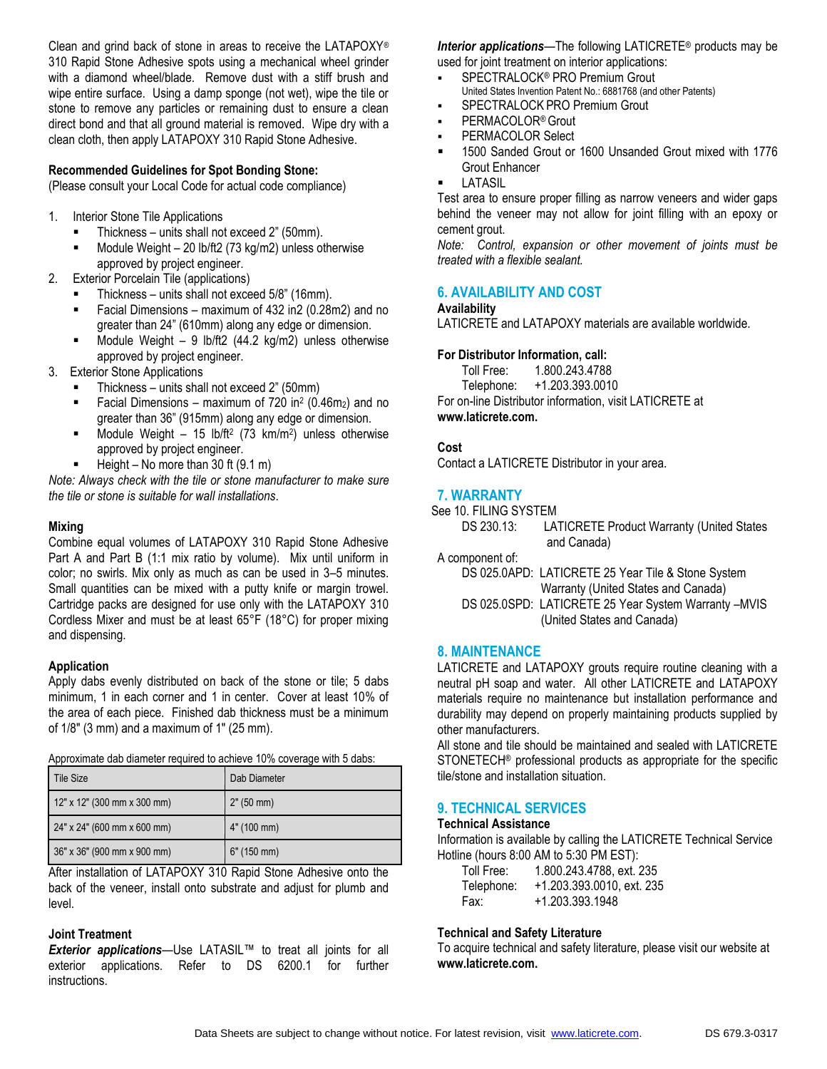Clean and grind back of stone in areas to receive the LATAPOXY® 310 Rapid Stone Adhesive spots using a mechanical wheel grinder with a diamond wheel/blade. Remove dust with a stiff brush and wipe entire surface. Using a damp sponge (not wet), wipe the tile or stone to remove any particles or remaining dust to ensure a clean direct bond and that all ground material is removed. Wipe dry with a clean cloth, then apply LATAPOXY 310 Rapid Stone Adhesive.

**Recommended Guidelines for Spot Bonding Stone:**
(Please consult your Local Code for actual code compliance)

1. Interior Stone Tile Applications
   - Thickness – units shall not exceed 2" (50mm).
   - Module Weight – 20 lb/ft2 (73 kg/m2) unless otherwise approved by project engineer.
2. Exterior Porcelain Tile (applications)
   - Thickness – units shall not exceed 5/8" (16mm).
   - Facial Dimensions – maximum of 432 in2 (0.28m2) and no greater than 24" (610mm) along any edge or dimension.
   - Module Weight – 9 lb/ft2 (44.2 kg/m2) unless otherwise approved by project engineer.
3. Exterior Stone Applications
   - Thickness – units shall not exceed 2" (50mm)
   - Facial Dimensions – maximum of 720 in$^2$ (0.46m$_2$) and no greater than 36" (915mm) along any edge or dimension.
   - Module Weight – 15 lb/ft$^2$ (73 km/m$^2$) unless otherwise approved by project engineer.
   - Height – No more than 30 ft (9.1 m)

*Note: Always check with the tile or stone manufacturer to make sure the tile or stone is suitable for wall installations.*

**Mixing**
Combine equal volumes of LATAPOXY 310 Rapid Stone Adhesive Part A and Part B (1:1 mix ratio by volume). Mix until uniform in color; no swirls. Mix only as much as can be used in 3–5 minutes. Small quantities can be mixed with a putty knife or margin trowel. Cartridge packs are designed for use only with the LATAPOXY 310 Cordless Mixer and must be at least 65°F (18°C) for proper mixing and dispensing.

**Application**
Apply dabs evenly distributed on back of the stone or tile; 5 dabs minimum, 1 in each corner and 1 in center. Cover at least 10% of the area of each piece. Finished dab thickness must be a minimum of 1/8" (3 mm) and a maximum of 1" (25 mm).

Approximate dab diameter required to achieve 10% coverage with 5 dabs:

| Tile Size | Dab Diameter |
|---|---|
| 12" x 12" (300 mm x 300 mm) | 2" (50 mm) |
| 24" x 24" (600 mm x 600 mm) | 4" (100 mm) |
| 36" x 36" (900 mm x 900 mm) | 6" (150 mm) |

After installation of LATAPOXY 310 Rapid Stone Adhesive onto the back of the veneer, install onto substrate and adjust for plumb and level.

**Joint Treatment**
***Exterior applications***—Use LATASIL™ to treat all joints for all exterior applications. Refer to DS 6200.1 for further instructions.

***Interior applications***—The following LATICRETE® products may be used for joint treatment on interior applications:

- SPECTRALOCK® PRO Premium Grout
  United States Invention Patent No.: 6881768 (and other Patents)
- SPECTRALOCK PRO Premium Grout
- PERMACOLOR® Grout
- PERMACOLOR Select
- 1500 Sanded Grout or 1600 Unsanded Grout mixed with 1776 Grout Enhancer
- LATASIL

Test area to ensure proper filling as narrow veneers and wider gaps behind the veneer may not allow for joint filling with an epoxy or cement grout.

*Note: Control, expansion or other movement of joints must be treated with a flexible sealant.*

## 6. AVAILABILITY AND COST

**Availability**
LATICRETE and LATAPOXY materials are available worldwide.

**For Distributor Information, call:**
Toll Free: 1.800.243.4788
Telephone: +1.203.393.0010
For on-line Distributor information, visit LATICRETE at **www.laticrete.com.**

**Cost**
Contact a LATICRETE Distributor in your area.

## 7. WARRANTY

See 10. FILING SYSTEM
DS 230.13: LATICRETE Product Warranty (United States and Canada)

A component of:
DS 025.0APD: LATICRETE 25 Year Tile & Stone System Warranty (United States and Canada)
DS 025.0SPD: LATICRETE 25 Year System Warranty –MVIS (United States and Canada)

## 8. MAINTENANCE

LATICRETE and LATAPOXY grouts require routine cleaning with a neutral pH soap and water. All other LATICRETE and LATAPOXY materials require no maintenance but installation performance and durability may depend on properly maintaining products supplied by other manufacturers.

All stone and tile should be maintained and sealed with LATICRETE STONETECH® professional products as appropriate for the specific tile/stone and installation situation.

## 9. TECHNICAL SERVICES

**Technical Assistance**
Information is available by calling the LATICRETE Technical Service Hotline (hours 8:00 AM to 5:30 PM EST):
Toll Free: 1.800.243.4788, ext. 235
Telephone: +1.203.393.0010, ext. 235
Fax: +1.203.393.1948

**Technical and Safety Literature**
To acquire technical and safety literature, please visit our website at **www.laticrete.com.**

Data Sheets are subject to change without notice. For latest revision, visit www.laticrete.com. DS 679.3-0317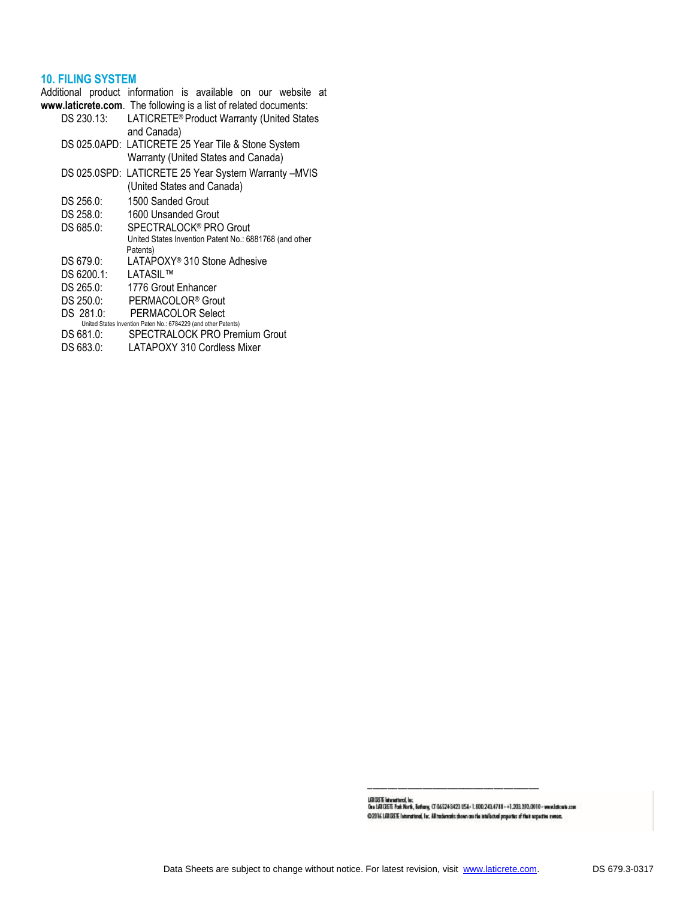## 10. FILING SYSTEM

Additional product information is available on our website at **www.laticrete.com**. The following is a list of related documents:

- DS 230.13: LATICRETE® Product Warranty (United States and Canada)
- DS 025.0APD: LATICRETE 25 Year Tile & Stone System Warranty (United States and Canada)
- DS 025.0SPD: LATICRETE 25 Year System Warranty –MVIS (United States and Canada)
- DS 256.0: 1500 Sanded Grout
- DS 258.0: 1600 Unsanded Grout
- DS 685.0: SPECTRALOCK® PRO Grout
  United States Invention Patent No.: 6881768 (and other Patents)
- DS 679.0: LATAPOXY® 310 Stone Adhesive
- DS 6200.1: LATASIL™
- DS 265.0: 1776 Grout Enhancer
- DS 250.0: PERMACOLOR® Grout
- DS 281.0: PERMACOLOR Select
  United States Invention Paten No.: 6784229 (and other Patents)
- DS 681.0: SPECTRALOCK PRO Premium Grout
- DS 683.0: LATAPOXY 310 Cordless Mixer

LATICRETE International, Inc.
One LATICRETE Park North, Bethany, CT 06524-3423 USA • 1.800.243.4788 • +1.203.393.0010 • www.laticrete.com
©2016 LATICRETE International, Inc. All trademarks shown are the intellectual properties of their respective owners.

Data Sheets are subject to change without notice. For latest revision, visit www.laticrete.com.

DS 679.3-0317